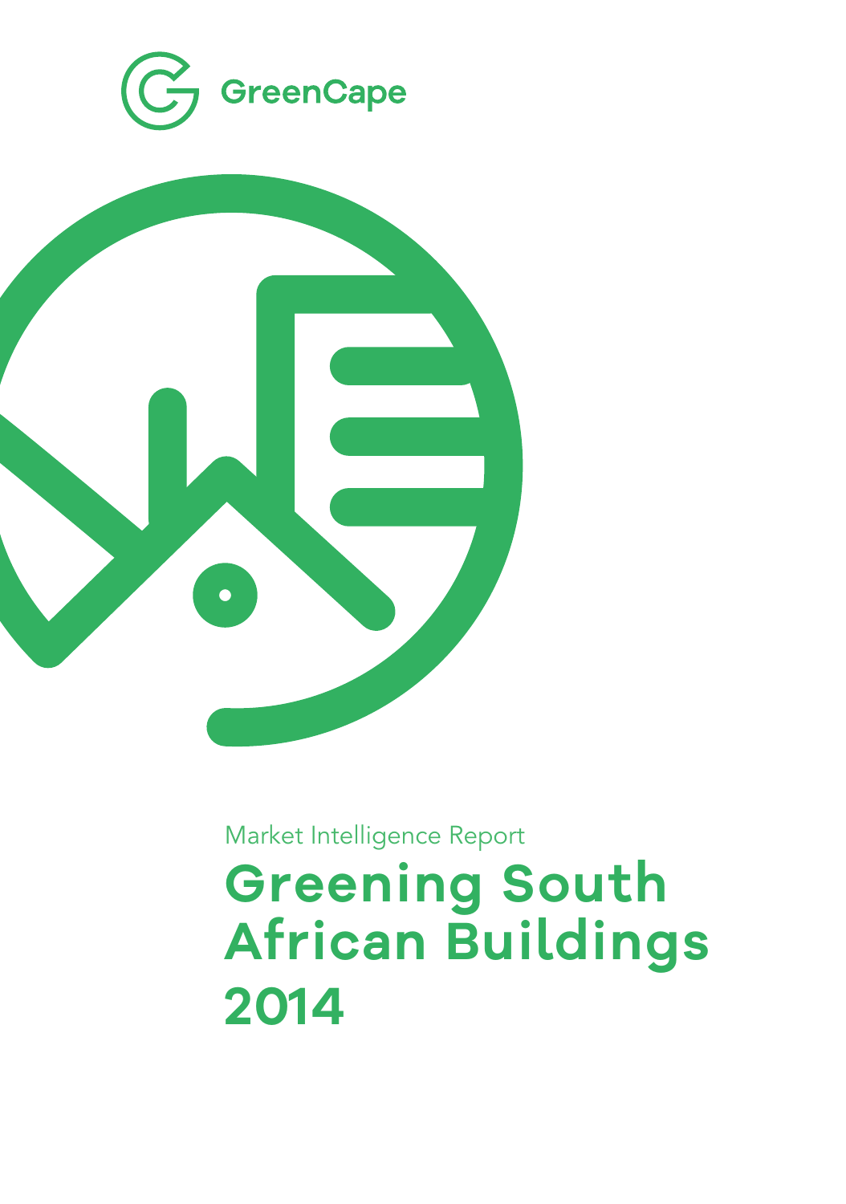GreenCape

Market Intelligence Report

# Greening South African Buildings 2014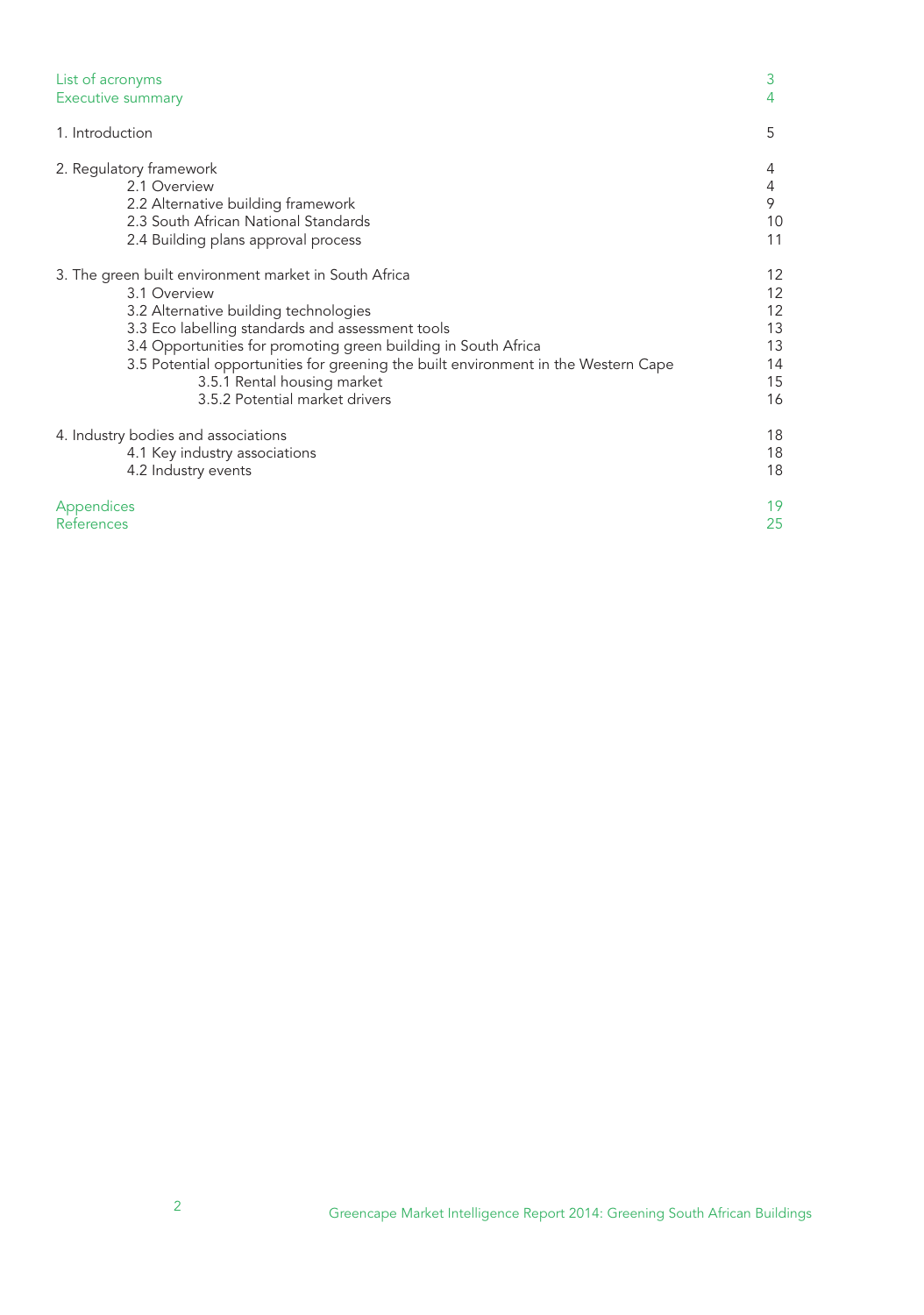| | |
|---|---|
| List of acronyms | 3 |
| Executive summary | 4 |
| 1. Introduction | 5 |
| 2. Regulatory framework | 4 |
| 2.1 Overview | 4 |
| 2.2 Alternative building framework | 9 |
| 2.3 South African National Standards | 10 |
| 2.4 Building plans approval process | 11 |
| 3. The green built environment market in South Africa | 12 |
| 3.1 Overview | 12 |
| 3.2 Alternative building technologies | 12 |
| 3.3 Eco labelling standards and assessment tools | 13 |
| 3.4 Opportunities for promoting green building in South Africa | 13 |
| 3.5 Potential opportunities for greening the built environment in the Western Cape | 14 |
| 3.5.1 Rental housing market | 15 |
| 3.5.2 Potential market drivers | 16 |
| 4. Industry bodies and associations | 18 |
| 4.1 Key industry associations | 18 |
| 4.2 Industry events | 18 |
| Appendices | 19 |
| References | 25 |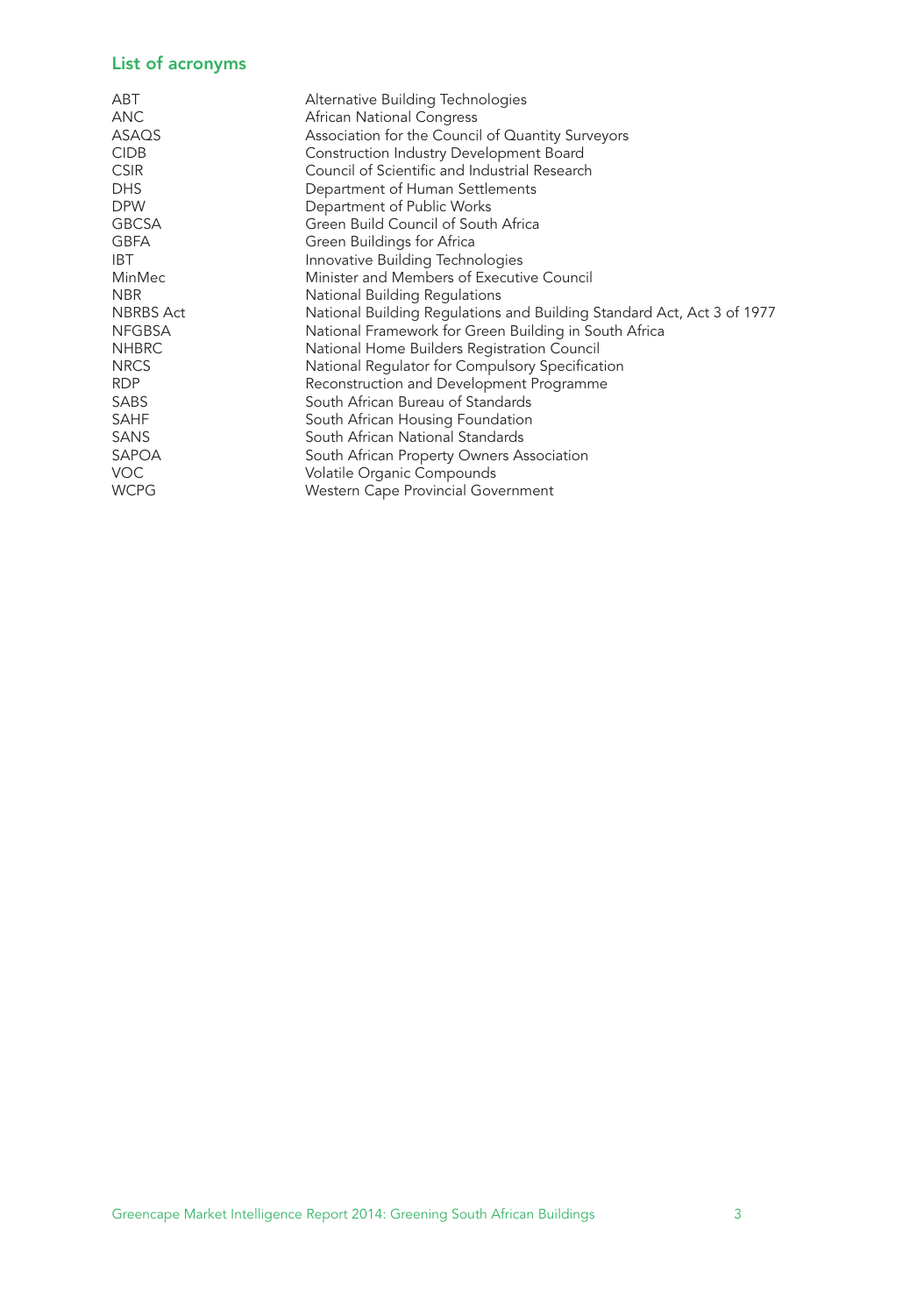## List of acronyms

| | |
|---|---|
| ABT | Alternative Building Technologies |
| ANC | African National Congress |
| ASAQS | Association for the Council of Quantity Surveyors |
| CIDB | Construction Industry Development Board |
| CSIR | Council of Scientific and Industrial Research |
| DHS | Department of Human Settlements |
| DPW | Department of Public Works |
| GBCSA | Green Build Council of South Africa |
| GBFA | Green Buildings for Africa |
| IBT | Innovative Building Technologies |
| MinMec | Minister and Members of Executive Council |
| NBR | National Building Regulations |
| NBRBS Act | National Building Regulations and Building Standard Act, Act 3 of 1977 |
| NFGBSA | National Framework for Green Building in South Africa |
| NHBRC | National Home Builders Registration Council |
| NRCS | National Regulator for Compulsory Specification |
| RDP | Reconstruction and Development Programme |
| SABS | South African Bureau of Standards |
| SAHF | South African Housing Foundation |
| SANS | South African National Standards |
| SAPOA | South African Property Owners Association |
| VOC | Volatile Organic Compounds |
| WCPG | Western Cape Provincial Government |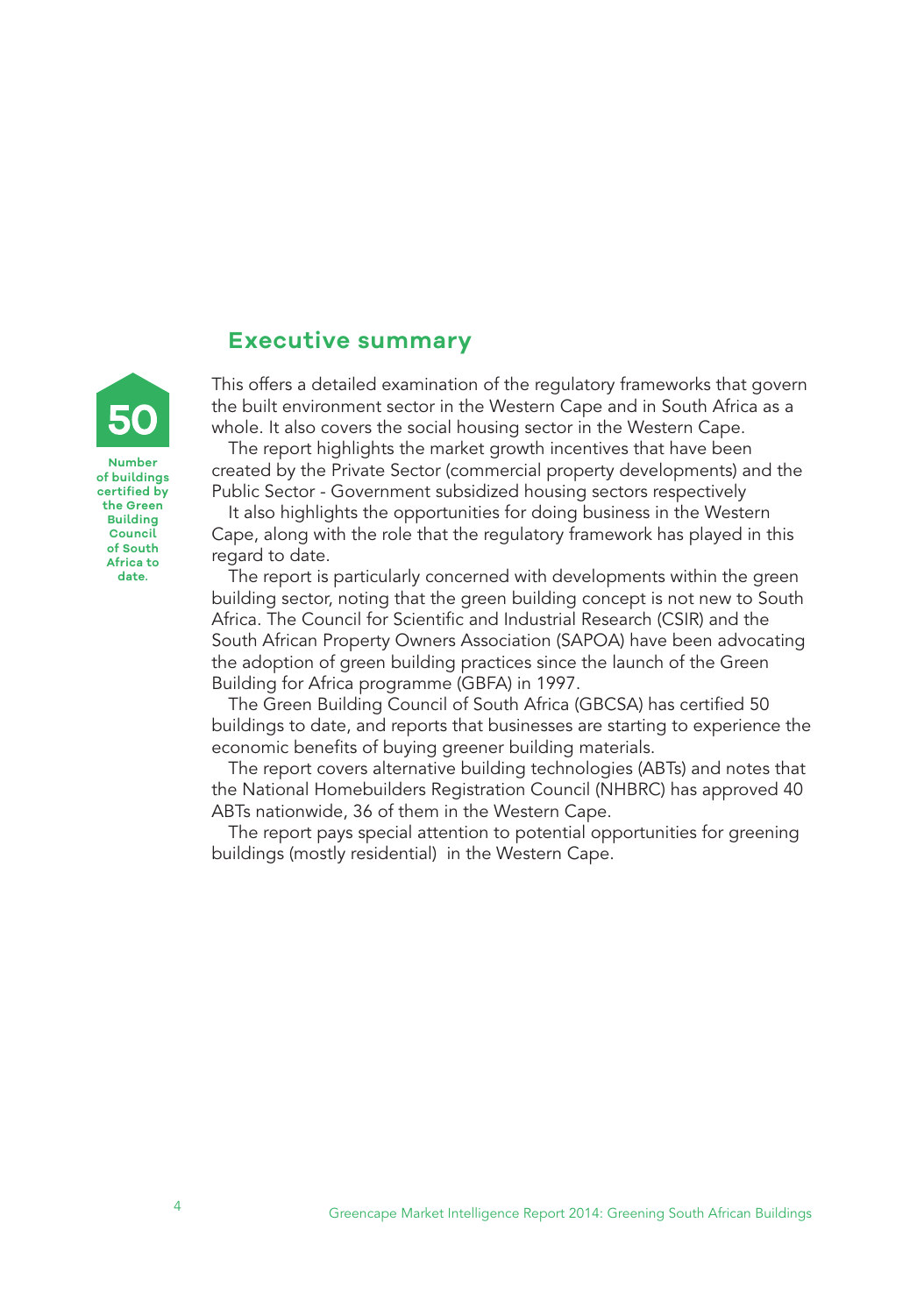## Executive summary

**50**

**Number of buildings certified by the Green Building Council of South Africa to date.**

This offers a detailed examination of the regulatory frameworks that govern the built environment sector in the Western Cape and in South Africa as a whole. It also covers the social housing sector in the Western Cape.

The report highlights the market growth incentives that have been created by the Private Sector (commercial property developments) and the Public Sector - Government subsidized housing sectors respectively

It also highlights the opportunities for doing business in the Western Cape, along with the role that the regulatory framework has played in this regard to date.

The report is particularly concerned with developments within the green building sector, noting that the green building concept is not new to South Africa. The Council for Scientific and Industrial Research (CSIR) and the South African Property Owners Association (SAPOA) have been advocating the adoption of green building practices since the launch of the Green Building for Africa programme (GBFA) in 1997.

The Green Building Council of South Africa (GBCSA) has certified 50 buildings to date, and reports that businesses are starting to experience the economic benefits of buying greener building materials.

The report covers alternative building technologies (ABTs) and notes that the National Homebuilders Registration Council (NHBRC) has approved 40 ABTs nationwide, 36 of them in the Western Cape.

The report pays special attention to potential opportunities for greening buildings (mostly residential) in the Western Cape.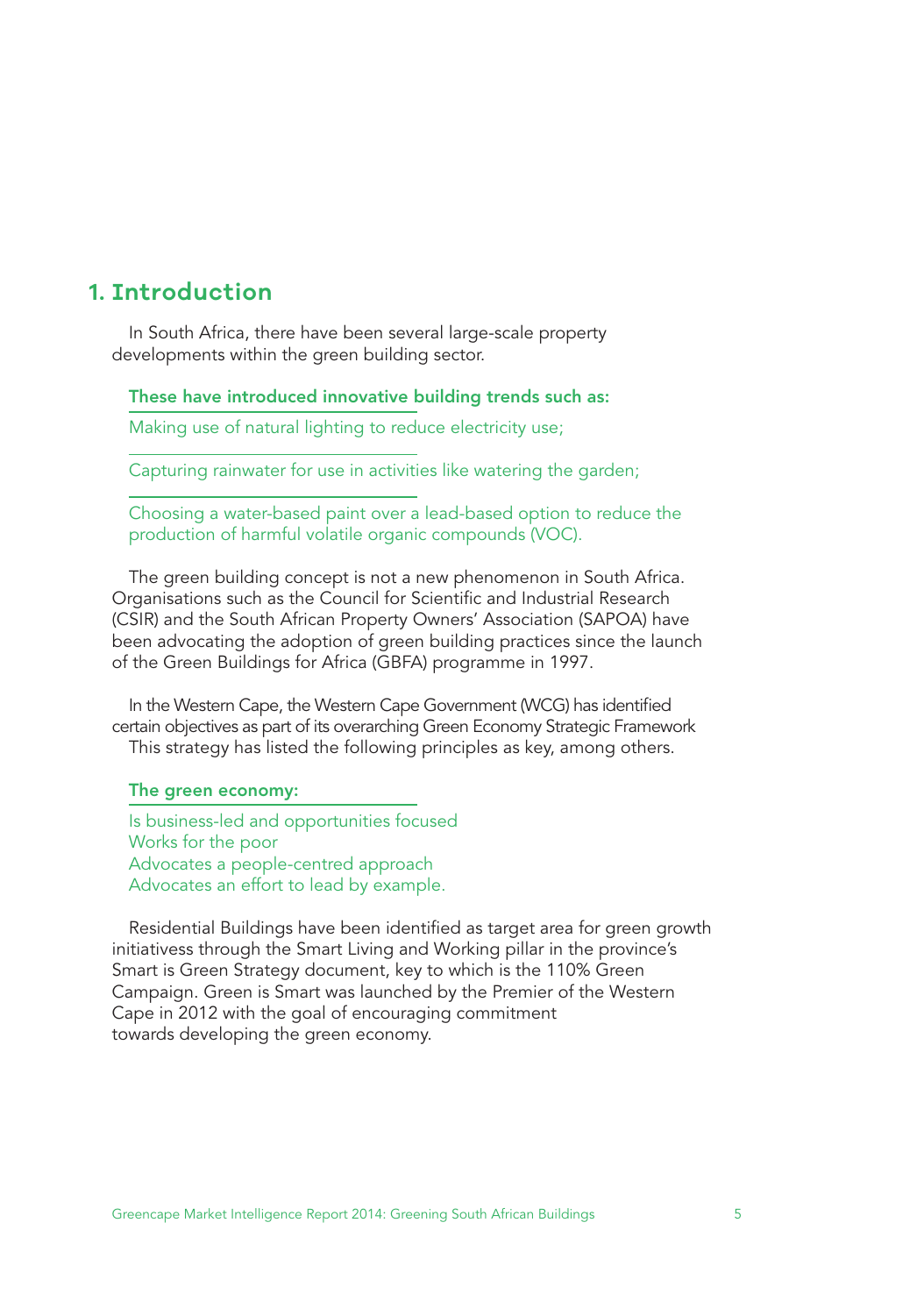# 1. Introduction

In South Africa, there have been several large-scale property developments within the green building sector.

**These have introduced innovative building trends such as:**

- Making use of natural lighting to reduce electricity use;
- Capturing rainwater for use in activities like watering the garden;
- Choosing a water-based paint over a lead-based option to reduce the production of harmful volatile organic compounds (VOC).

The green building concept is not a new phenomenon in South Africa. Organisations such as the Council for Scientific and Industrial Research (CSIR) and the South African Property Owners' Association (SAPOA) have been advocating the adoption of green building practices since the launch of the Green Buildings for Africa (GBFA) programme in 1997.

In the Western Cape, the Western Cape Government (WCG) has identified certain objectives as part of its overarching Green Economy Strategic Framework This strategy has listed the following principles as key, among others.

**The green economy:**

- Is business-led and opportunities focused
- Works for the poor
- Advocates a people-centred approach
- Advocates an effort to lead by example.

Residential Buildings have been identified as target area for green growth initiativess through the Smart Living and Working pillar in the province's Smart is Green Strategy document, key to which is the 110% Green Campaign. Green is Smart was launched by the Premier of the Western Cape in 2012 with the goal of encouraging commitment towards developing the green economy.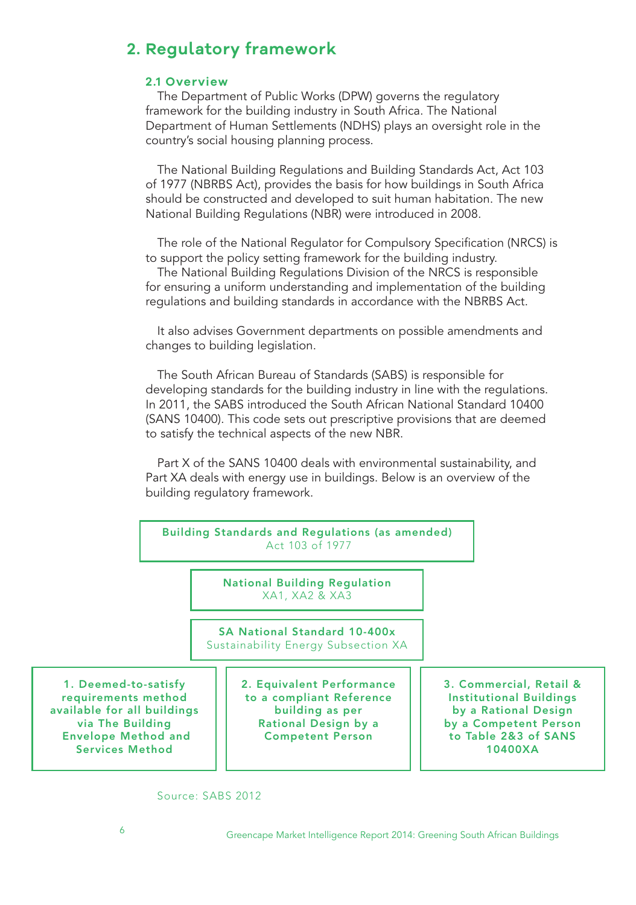## 2. Regulatory framework

### 2.1 Overview

The Department of Public Works (DPW) governs the regulatory framework for the building industry in South Africa. The National Department of Human Settlements (NDHS) plays an oversight role in the country's social housing planning process.

The National Building Regulations and Building Standards Act, Act 103 of 1977 (NBRBS Act), provides the basis for how buildings in South Africa should be constructed and developed to suit human habitation. The new National Building Regulations (NBR) were introduced in 2008.

The role of the National Regulator for Compulsory Specification (NRCS) is to support the policy setting framework for the building industry.
The National Building Regulations Division of the NRCS is responsible for ensuring a uniform understanding and implementation of the building regulations and building standards in accordance with the NBRBS Act.

It also advises Government departments on possible amendments and changes to building legislation.

The South African Bureau of Standards (SABS) is responsible for developing standards for the building industry in line with the regulations. In 2011, the SABS introduced the South African National Standard 10400 (SANS 10400). This code sets out prescriptive provisions that are deemed to satisfy the technical aspects of the new NBR.

Part X of the SANS 10400 deals with environmental sustainability, and Part XA deals with energy use in buildings. Below is an overview of the building regulatory framework.

**Building Standards and Regulations (as amended)**
Act 103 of 1977

**National Building Regulation**
XA1, XA2 & XA3

**SA National Standard 10-400x**
Sustainability Energy Subsection XA

| 1. Deemed-to-satisfy requirements method available for all buildings via The Building Envelope Method and Services Method | 2. Equivalent Performance to a compliant Reference building as per Rational Design by a Competent Person | 3. Commercial, Retail & Institutional Buildings by a Rational Design by a Competent Person to Table 2&3 of SANS 10400XA |
|---|---|---|

Source: SABS 2012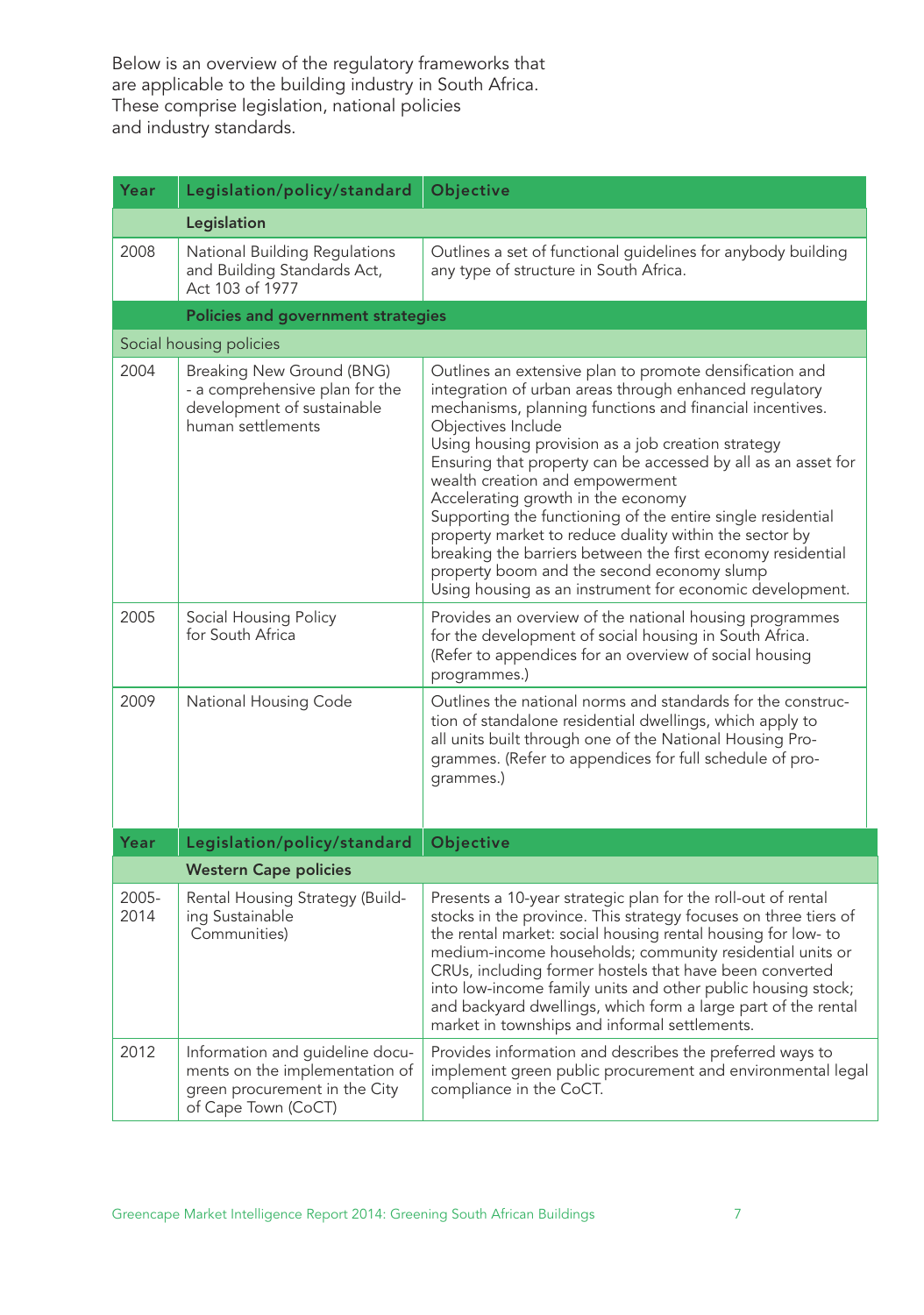Below is an overview of the regulatory frameworks that are applicable to the building industry in South Africa. These comprise legislation, national policies and industry standards.

| Year | Legislation/policy/standard | Objective |
| --- | --- | --- |
| | **Legislation** | |
| 2008 | National Building Regulations and Building Standards Act, Act 103 of 1977 | Outlines a set of functional guidelines for anybody building any type of structure in South Africa. |
| | **Policies and government strategies** | |
| Social housing policies | | |
| 2004 | Breaking New Ground (BNG) - a comprehensive plan for the development of sustainable human settlements | Outlines an extensive plan to promote densification and integration of urban areas through enhanced regulatory mechanisms, planning functions and financial incentives. Objectives Include<br>Using housing provision as a job creation strategy<br>Ensuring that property can be accessed by all as an asset for wealth creation and empowerment<br>Accelerating growth in the economy<br>Supporting the functioning of the entire single residential property market to reduce duality within the sector by breaking the barriers between the first economy residential property boom and the second economy slump<br>Using housing as an instrument for economic development. |
| 2005 | Social Housing Policy for South Africa | Provides an overview of the national housing programmes for the development of social housing in South Africa. (Refer to appendices for an overview of social housing programmes.) |
| 2009 | National Housing Code | Outlines the national norms and standards for the construction of standalone residential dwellings, which apply to all units built through one of the National Housing Programmes. (Refer to appendices for full schedule of programmes.) |
| | **Western Cape policies** | |
| 2005-2014 | Rental Housing Strategy (Building Sustainable Communities) | Presents a 10-year strategic plan for the roll-out of rental stocks in the province. This strategy focuses on three tiers of the rental market: social housing rental housing for low- to medium-income households; community residential units or CRUs, including former hostels that have been converted into low-income family units and other public housing stock; and backyard dwellings, which form a large part of the rental market in townships and informal settlements. |
| 2012 | Information and guideline documents on the implementation of green procurement in the City of Cape Town (CoCT) | Provides information and describes the preferred ways to implement green public procurement and environmental legal compliance in the CoCT. |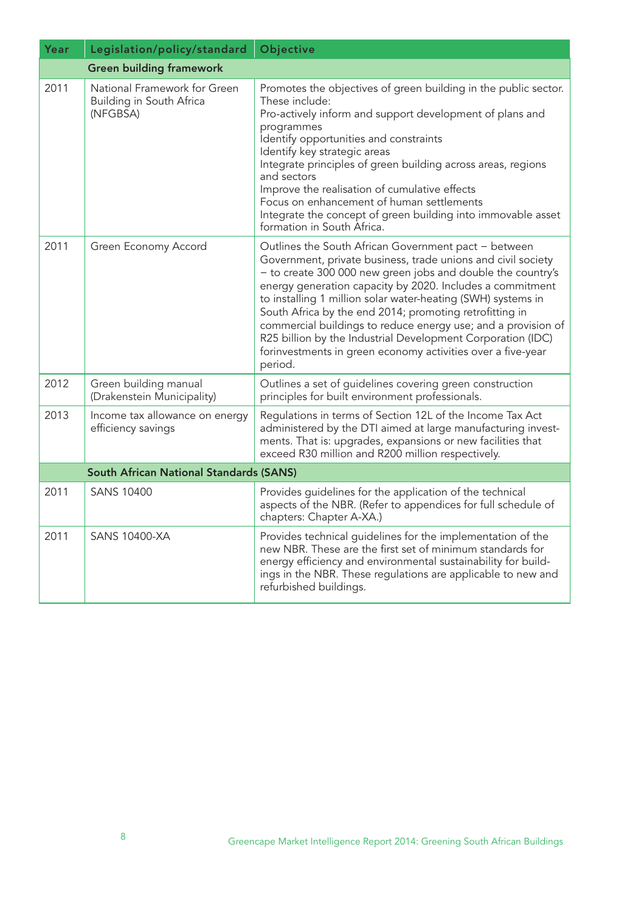| Year | Legislation/policy/standard | Objective |
|---|---|---|
| | **Green building framework** | |
| 2011 | National Framework for Green Building in South Africa (NFGBSA) | Promotes the objectives of green building in the public sector. These include:<br>Pro-actively inform and support development of plans and programmes<br>Identify opportunities and constraints<br>Identify key strategic areas<br>Integrate principles of green building across areas, regions and sectors<br>Improve the realisation of cumulative effects<br>Focus on enhancement of human settlements<br>Integrate the concept of green building into immovable asset formation in South Africa. |
| 2011 | Green Economy Accord | Outlines the South African Government pact – between Government, private business, trade unions and civil society – to create 300 000 new green jobs and double the country's energy generation capacity by 2020. Includes a commitment to installing 1 million solar water-heating (SWH) systems in South Africa by the end 2014; promoting retrofitting in commercial buildings to reduce energy use; and a provision of R25 billion by the Industrial Development Corporation (IDC) forinvestments in green economy activities over a five-year period. |
| 2012 | Green building manual (Drakenstein Municipality) | Outlines a set of guidelines covering green construction principles for built environment professionals. |
| 2013 | Income tax allowance on energy efficiency savings | Regulations in terms of Section 12L of the Income Tax Act administered by the DTI aimed at large manufacturing investments. That is: upgrades, expansions or new facilities that exceed R30 million and R200 million respectively. |
| | **South African National Standards (SANS)** | |
| 2011 | SANS 10400 | Provides guidelines for the application of the technical aspects of the NBR. (Refer to appendices for full schedule of chapters: Chapter A-XA.) |
| 2011 | SANS 10400-XA | Provides technical guidelines for the implementation of the new NBR. These are the first set of minimum standards for energy efficiency and environmental sustainability for buildings in the NBR. These regulations are applicable to new and refurbished buildings. |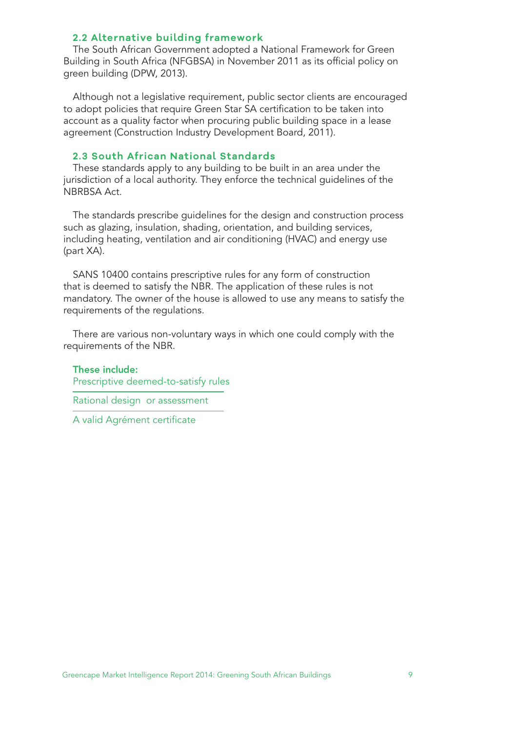## 2.2 Alternative building framework

The South African Government adopted a National Framework for Green Building in South Africa (NFGBSA) in November 2011 as its official policy on green building (DPW, 2013).

Although not a legislative requirement, public sector clients are encouraged to adopt policies that require Green Star SA certification to be taken into account as a quality factor when procuring public building space in a lease agreement (Construction Industry Development Board, 2011).

## 2.3 South African National Standards

These standards apply to any building to be built in an area under the jurisdiction of a local authority. They enforce the technical guidelines of the NBRBSA Act.

The standards prescribe guidelines for the design and construction process such as glazing, insulation, shading, orientation, and building services, including heating, ventilation and air conditioning (HVAC) and energy use (part XA).

SANS 10400 contains prescriptive rules for any form of construction that is deemed to satisfy the NBR. The application of these rules is not mandatory. The owner of the house is allowed to use any means to satisfy the requirements of the regulations.

There are various non-voluntary ways in which one could comply with the requirements of the NBR.

**These include:**

- Prescriptive deemed-to-satisfy rules
- Rational design or assessment
- A valid Agrément certificate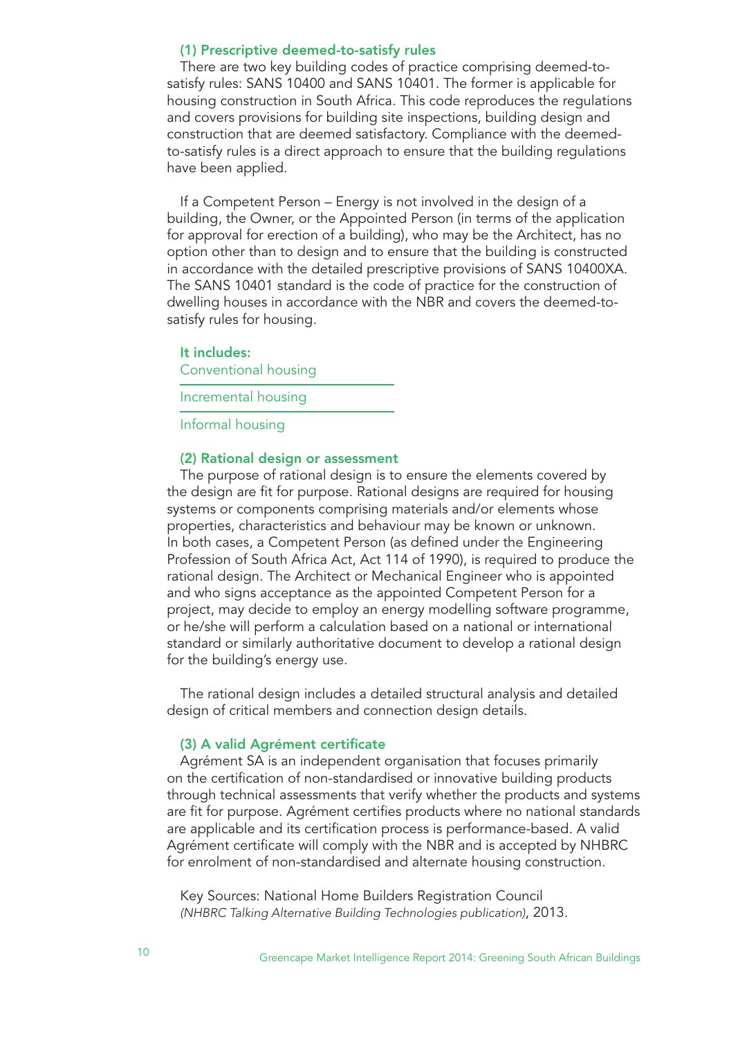### (1) Prescriptive deemed-to-satisfy rules

There are two key building codes of practice comprising deemed-to-satisfy rules: SANS 10400 and SANS 10401. The former is applicable for housing construction in South Africa. This code reproduces the regulations and covers provisions for building site inspections, building design and construction that are deemed satisfactory. Compliance with the deemed-to-satisfy rules is a direct approach to ensure that the building regulations have been applied.

If a Competent Person – Energy is not involved in the design of a building, the Owner, or the Appointed Person (in terms of the application for approval for erection of a building), who may be the Architect, has no option other than to design and to ensure that the building is constructed in accordance with the detailed prescriptive provisions of SANS 10400XA. The SANS 10401 standard is the code of practice for the construction of dwelling houses in accordance with the NBR and covers the deemed-to-satisfy rules for housing.

**It includes:**

- Conventional housing
- Incremental housing
- Informal housing

### (2) Rational design or assessment

The purpose of rational design is to ensure the elements covered by the design are fit for purpose. Rational designs are required for housing systems or components comprising materials and/or elements whose properties, characteristics and behaviour may be known or unknown. In both cases, a Competent Person (as defined under the Engineering Profession of South Africa Act, Act 114 of 1990), is required to produce the rational design. The Architect or Mechanical Engineer who is appointed and who signs acceptance as the appointed Competent Person for a project, may decide to employ an energy modelling software programme, or he/she will perform a calculation based on a national or international standard or similarly authoritative document to develop a rational design for the building's energy use.

The rational design includes a detailed structural analysis and detailed design of critical members and connection design details.

### (3) A valid Agrément certificate

Agrément SA is an independent organisation that focuses primarily on the certification of non-standardised or innovative building products through technical assessments that verify whether the products and systems are fit for purpose. Agrément certifies products where no national standards are applicable and its certification process is performance-based. A valid Agrément certificate will comply with the NBR and is accepted by NHBRC for enrolment of non-standardised and alternate housing construction.

Key Sources: National Home Builders Registration Council *(NHBRC Talking Alternative Building Technologies publication)*, 2013.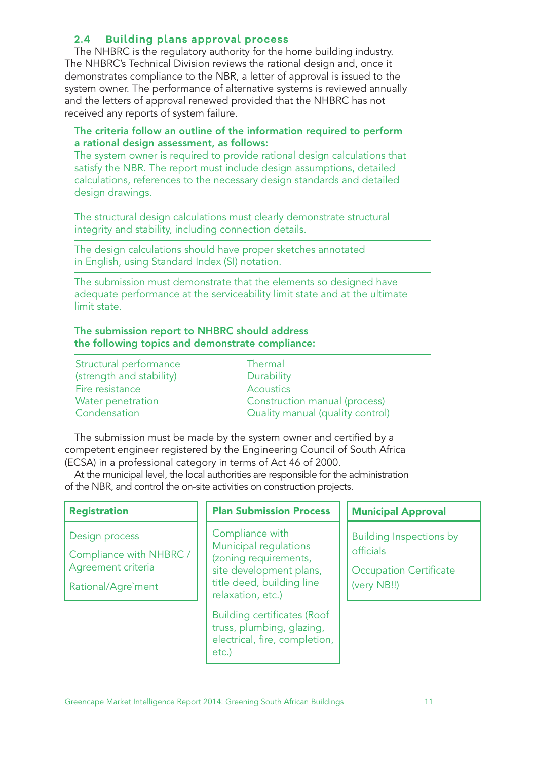## 2.4 Building plans approval process

The NHBRC is the regulatory authority for the home building industry. The NHBRC's Technical Division reviews the rational design and, once it demonstrates compliance to the NBR, a letter of approval is issued to the system owner. The performance of alternative systems is reviewed annually and the letters of approval renewed provided that the NHBRC has not received any reports of system failure.

**The criteria follow an outline of the information required to perform a rational design assessment, as follows:**

The system owner is required to provide rational design calculations that satisfy the NBR. The report must include design assumptions, detailed calculations, references to the necessary design standards and detailed design drawings.

The structural design calculations must clearly demonstrate structural integrity and stability, including connection details.

The design calculations should have proper sketches annotated in English, using Standard Index (SI) notation.

The submission must demonstrate that the elements so designed have adequate performance at the serviceability limit state and at the ultimate limit state.

**The submission report to NHBRC should address the following topics and demonstrate compliance:**

- Structural performance (strength and stability)
- Fire resistance
- Water penetration
- Condensation
- Thermal
- Durability
- Acoustics
- Construction manual (process)
- Quality manual (quality control)

The submission must be made by the system owner and certified by a competent engineer registered by the Engineering Council of South Africa (ECSA) in a professional category in terms of Act 46 of 2000.

At the municipal level, the local authorities are responsible for the administration of the NBR, and control the on-site activities on construction projects.

| Registration | Plan Submission Process | Municipal Approval |
|---|---|---|
| Design process | Compliance with Municipal regulations (zoning requirements, site development plans, title deed, building line relaxation, etc.) | Building Inspections by officials |
| Compliance with NHBRC / Agreement criteria | Building certificates (Roof truss, plumbing, glazing, electrical, fire, completion, etc.) | Occupation Certificate (very NB!!) |
| Rational/Agre`ment | | |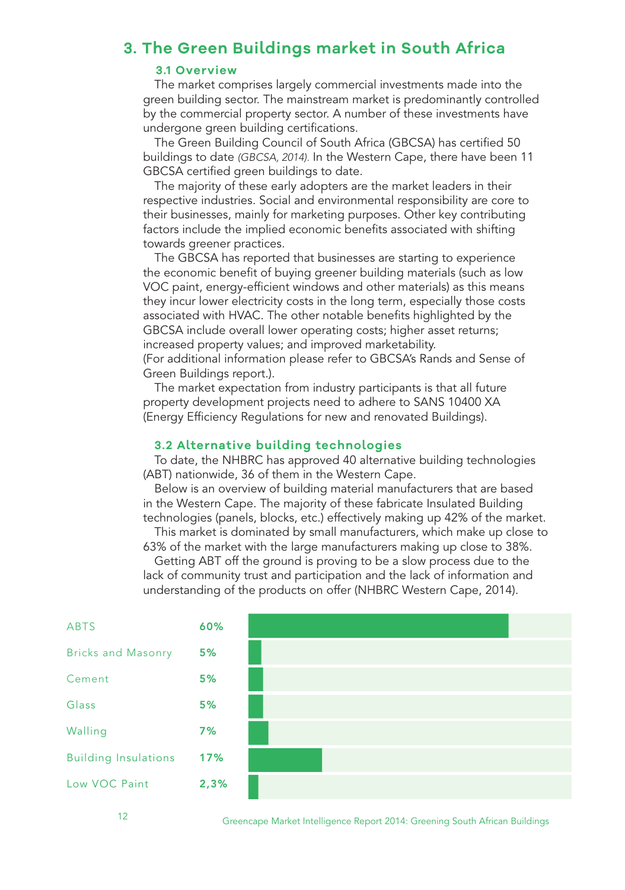## 3. The Green Buildings market in South Africa

### 3.1 Overview

The market comprises largely commercial investments made into the green building sector. The mainstream market is predominantly controlled by the commercial property sector. A number of these investments have undergone green building certifications.

The Green Building Council of South Africa (GBCSA) has certified 50 buildings to date *(GBCSA, 2014).* In the Western Cape, there have been 11 GBCSA certified green buildings to date.

The majority of these early adopters are the market leaders in their respective industries. Social and environmental responsibility are core to their businesses, mainly for marketing purposes. Other key contributing factors include the implied economic benefits associated with shifting towards greener practices.

The GBCSA has reported that businesses are starting to experience the economic benefit of buying greener building materials (such as low VOC paint, energy-efficient windows and other materials) as this means they incur lower electricity costs in the long term, especially those costs associated with HVAC. The other notable benefits highlighted by the GBCSA include overall lower operating costs; higher asset returns; increased property values; and improved marketability.
(For additional information please refer to GBCSA's Rands and Sense of Green Buildings report.).

The market expectation from industry participants is that all future property development projects need to adhere to SANS 10400 XA (Energy Efficiency Regulations for new and renovated Buildings).

### 3.2 Alternative building technologies

To date, the NHBRC has approved 40 alternative building technologies (ABT) nationwide, 36 of them in the Western Cape.

Below is an overview of building material manufacturers that are based in the Western Cape. The majority of these fabricate Insulated Building technologies (panels, blocks, etc.) effectively making up 42% of the market.

This market is dominated by small manufacturers, which make up close to 63% of the market with the large manufacturers making up close to 38%.

Getting ABT off the ground is proving to be a slow process due to the lack of community trust and participation and the lack of information and understanding of the products on offer (NHBRC Western Cape, 2014).

| Category | Share |
|---|---|
| ABTS | 60% |
| Bricks and Masonry | 5% |
| Cement | 5% |
| Glass | 5% |
| Walling | 7% |
| Building Insulations | 17% |
| Low VOC Paint | 2,3% |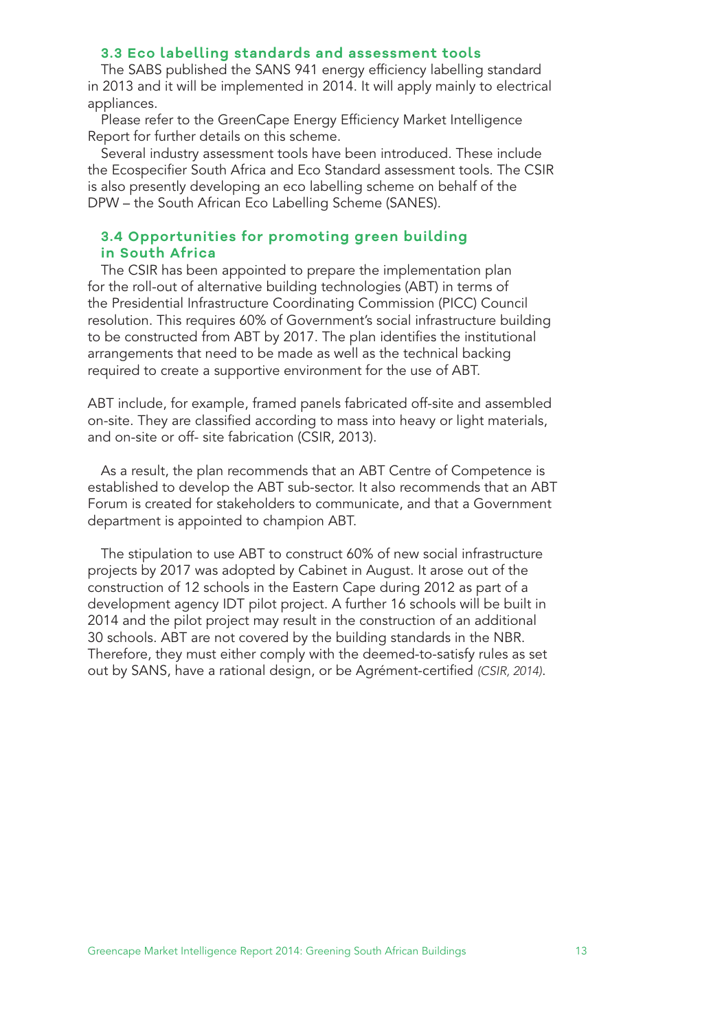### 3.3 Eco labelling standards and assessment tools

The SABS published the SANS 941 energy efficiency labelling standard in 2013 and it will be implemented in 2014. It will apply mainly to electrical appliances.

Please refer to the GreenCape Energy Efficiency Market Intelligence Report for further details on this scheme.

Several industry assessment tools have been introduced. These include the Ecospecifier South Africa and Eco Standard assessment tools. The CSIR is also presently developing an eco labelling scheme on behalf of the DPW – the South African Eco Labelling Scheme (SANES).

### 3.4 Opportunities for promoting green building in South Africa

The CSIR has been appointed to prepare the implementation plan for the roll-out of alternative building technologies (ABT) in terms of the Presidential Infrastructure Coordinating Commission (PICC) Council resolution. This requires 60% of Government's social infrastructure building to be constructed from ABT by 2017. The plan identifies the institutional arrangements that need to be made as well as the technical backing required to create a supportive environment for the use of ABT.

ABT include, for example, framed panels fabricated off-site and assembled on-site. They are classified according to mass into heavy or light materials, and on-site or off- site fabrication (CSIR, 2013).

As a result, the plan recommends that an ABT Centre of Competence is established to develop the ABT sub-sector. It also recommends that an ABT Forum is created for stakeholders to communicate, and that a Government department is appointed to champion ABT.

The stipulation to use ABT to construct 60% of new social infrastructure projects by 2017 was adopted by Cabinet in August. It arose out of the construction of 12 schools in the Eastern Cape during 2012 as part of a development agency IDT pilot project. A further 16 schools will be built in 2014 and the pilot project may result in the construction of an additional 30 schools. ABT are not covered by the building standards in the NBR. Therefore, they must either comply with the deemed-to-satisfy rules as set out by SANS, have a rational design, or be Agrément-certified *(CSIR, 2014)*.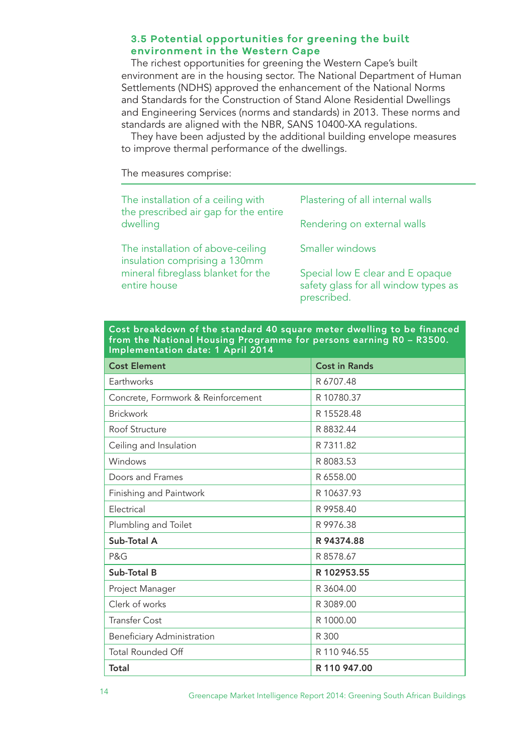### 3.5 Potential opportunities for greening the built environment in the Western Cape

The richest opportunities for greening the Western Cape's built environment are in the housing sector. The National Department of Human Settlements (NDHS) approved the enhancement of the National Norms and Standards for the Construction of Stand Alone Residential Dwellings and Engineering Services (norms and standards) in 2013. These norms and standards are aligned with the NBR, SANS 10400-XA regulations.

They have been adjusted by the additional building envelope measures to improve thermal performance of the dwellings.

The measures comprise:

- The installation of a ceiling with the prescribed air gap for the entire dwelling
- The installation of above-ceiling insulation comprising a 130mm mineral fibreglass blanket for the entire house
- Plastering of all internal walls
- Rendering on external walls
- Smaller windows
- Special low E clear and E opaque safety glass for all window types as prescribed.

**Cost breakdown of the standard 40 square meter dwelling to be financed from the National Housing Programme for persons earning R0 – R3500. Implementation date: 1 April 2014**

| Cost Element | Cost in Rands |
|---|---|
| Earthworks | R 6707.48 |
| Concrete, Formwork & Reinforcement | R 10780.37 |
| Brickwork | R 15528.48 |
| Roof Structure | R 8832.44 |
| Ceiling and Insulation | R 7311.82 |
| Windows | R 8083.53 |
| Doors and Frames | R 6558.00 |
| Finishing and Paintwork | R 10637.93 |
| Electrical | R 9958.40 |
| Plumbing and Toilet | R 9976.38 |
| **Sub-Total A** | **R 94374.88** |
| P&G | R 8578.67 |
| **Sub-Total B** | **R 102953.55** |
| Project Manager | R 3604.00 |
| Clerk of works | R 3089.00 |
| Transfer Cost | R 1000.00 |
| Beneficiary Administration | R 300 |
| Total Rounded Off | R 110 946.55 |
| **Total** | **R 110 947.00** |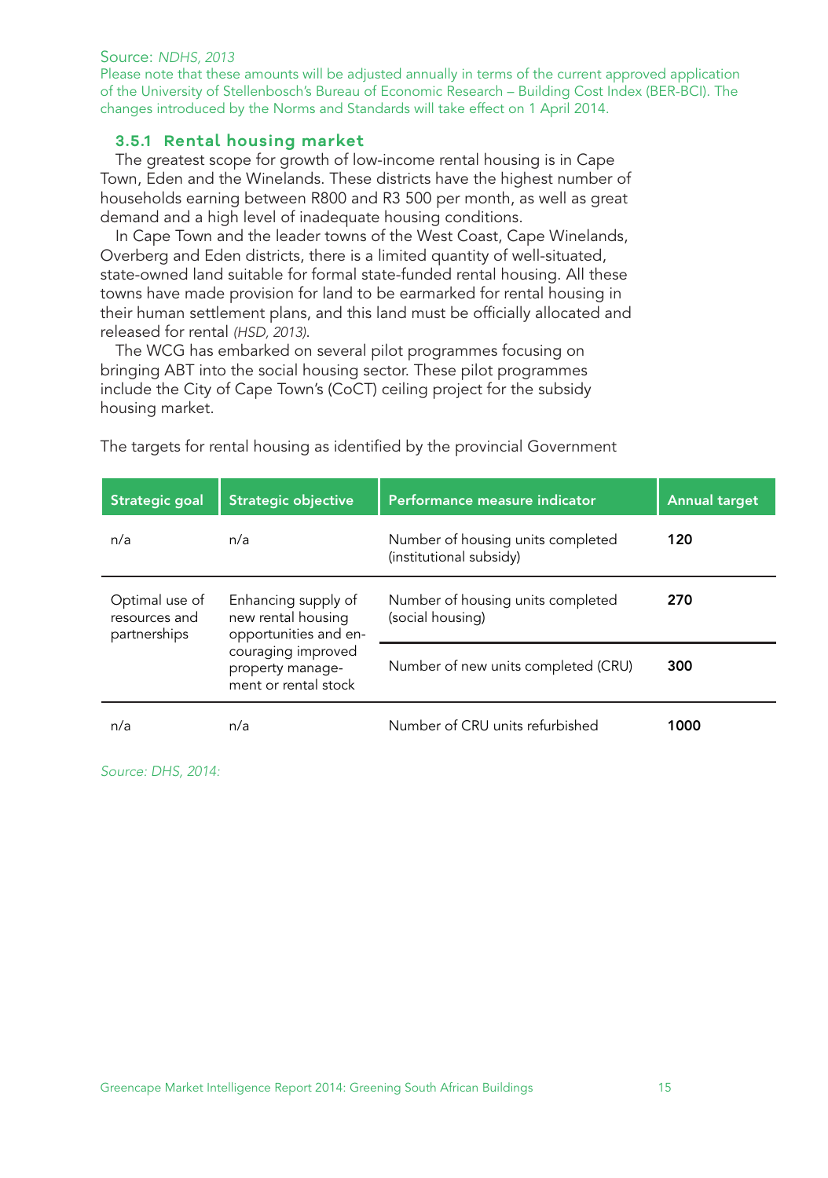Source: *NDHS, 2013*

Please note that these amounts will be adjusted annually in terms of the current approved application of the University of Stellenbosch's Bureau of Economic Research – Building Cost Index (BER-BCI). The changes introduced by the Norms and Standards will take effect on 1 April 2014.

### 3.5.1 Rental housing market

The greatest scope for growth of low-income rental housing is in Cape Town, Eden and the Winelands. These districts have the highest number of households earning between R800 and R3 500 per month, as well as great demand and a high level of inadequate housing conditions.

In Cape Town and the leader towns of the West Coast, Cape Winelands, Overberg and Eden districts, there is a limited quantity of well-situated, state-owned land suitable for formal state-funded rental housing. All these towns have made provision for land to be earmarked for rental housing in their human settlement plans, and this land must be officially allocated and released for rental *(HSD, 2013)*.

The WCG has embarked on several pilot programmes focusing on bringing ABT into the social housing sector. These pilot programmes include the City of Cape Town's (CoCT) ceiling project for the subsidy housing market.

The targets for rental housing as identified by the provincial Government

| Strategic goal | Strategic objective | Performance measure indicator | Annual target |
|---|---|---|---|
| n/a | n/a | Number of housing units completed (institutional subsidy) | **120** |
| Optimal use of resources and partnerships | Enhancing supply of new rental housing opportunities and encouraging improved property management or rental stock | Number of housing units completed (social housing) | **270** |
| | | Number of new units completed (CRU) | **300** |
| n/a | n/a | Number of CRU units refurbished | **1000** |

*Source: DHS, 2014:*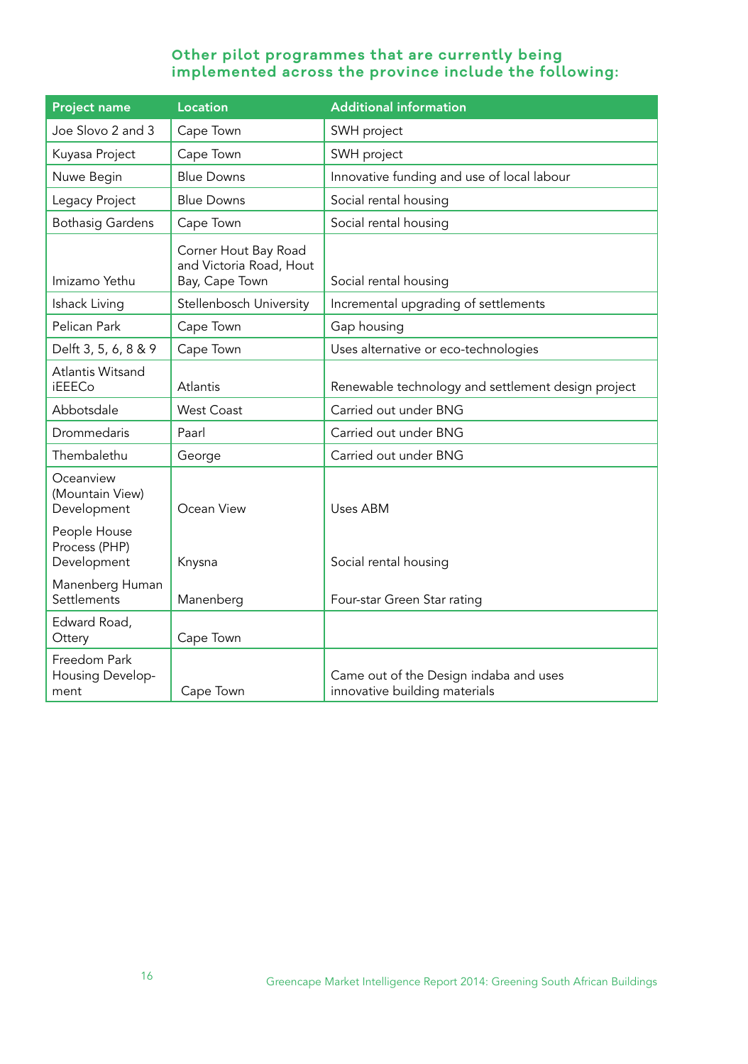### Other pilot programmes that are currently being implemented across the province include the following:

| Project name | Location | Additional information |
| --- | --- | --- |
| Joe Slovo 2 and 3 | Cape Town | SWH project |
| Kuyasa Project | Cape Town | SWH project |
| Nuwe Begin | Blue Downs | Innovative funding and use of local labour |
| Legacy Project | Blue Downs | Social rental housing |
| Bothasig Gardens | Cape Town | Social rental housing |
| Imizamo Yethu | Corner Hout Bay Road and Victoria Road, Hout Bay, Cape Town | Social rental housing |
| Ishack Living | Stellenbosch University | Incremental upgrading of settlements |
| Pelican Park | Cape Town | Gap housing |
| Delft 3, 5, 6, 8 & 9 | Cape Town | Uses alternative or eco-technologies |
| Atlantis Witsand iEEECo | Atlantis | Renewable technology and settlement design project |
| Abbotsdale | West Coast | Carried out under BNG |
| Drommedaris | Paarl | Carried out under BNG |
| Thembalethu | George | Carried out under BNG |
| Oceanview (Mountain View) Development | Ocean View | Uses ABM |
| People House Process (PHP) Development | Knysna | Social rental housing |
| Manenberg Human Settlements | Manenberg | Four-star Green Star rating |
| Edward Road, Ottery | Cape Town | |
| Freedom Park Housing Development | Cape Town | Came out of the Design indaba and uses innovative building materials |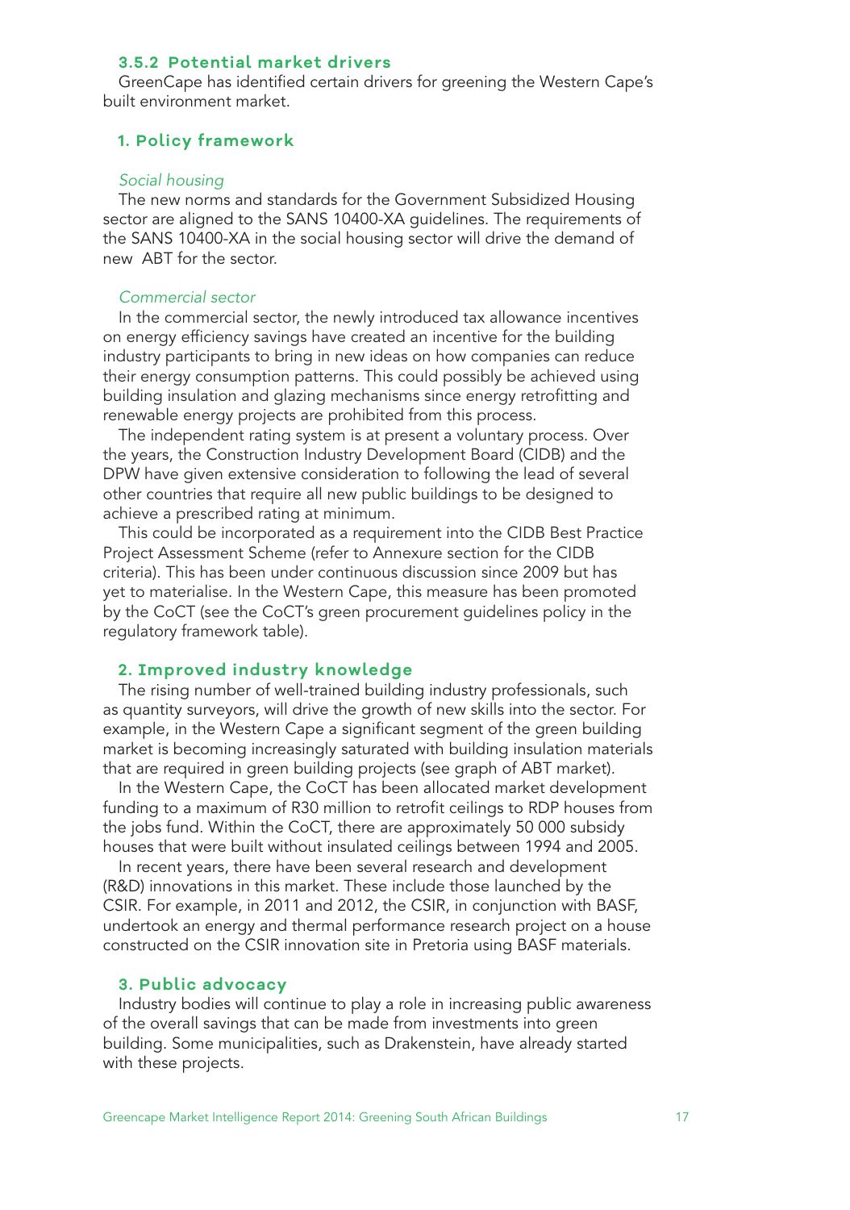### 3.5.2 Potential market drivers

GreenCape has identified certain drivers for greening the Western Cape's built environment market.

#### 1. Policy framework

*Social housing*

The new norms and standards for the Government Subsidized Housing sector are aligned to the SANS 10400-XA guidelines. The requirements of the SANS 10400-XA in the social housing sector will drive the demand of new ABT for the sector.

*Commercial sector*

In the commercial sector, the newly introduced tax allowance incentives on energy efficiency savings have created an incentive for the building industry participants to bring in new ideas on how companies can reduce their energy consumption patterns. This could possibly be achieved using building insulation and glazing mechanisms since energy retrofitting and renewable energy projects are prohibited from this process.

The independent rating system is at present a voluntary process. Over the years, the Construction Industry Development Board (CIDB) and the DPW have given extensive consideration to following the lead of several other countries that require all new public buildings to be designed to achieve a prescribed rating at minimum.

This could be incorporated as a requirement into the CIDB Best Practice Project Assessment Scheme (refer to Annexure section for the CIDB criteria). This has been under continuous discussion since 2009 but has yet to materialise. In the Western Cape, this measure has been promoted by the CoCT (see the CoCT's green procurement guidelines policy in the regulatory framework table).

#### 2. Improved industry knowledge

The rising number of well-trained building industry professionals, such as quantity surveyors, will drive the growth of new skills into the sector. For example, in the Western Cape a significant segment of the green building market is becoming increasingly saturated with building insulation materials that are required in green building projects (see graph of ABT market).

In the Western Cape, the CoCT has been allocated market development funding to a maximum of R30 million to retrofit ceilings to RDP houses from the jobs fund. Within the CoCT, there are approximately 50 000 subsidy houses that were built without insulated ceilings between 1994 and 2005.

In recent years, there have been several research and development (R&D) innovations in this market. These include those launched by the CSIR. For example, in 2011 and 2012, the CSIR, in conjunction with BASF, undertook an energy and thermal performance research project on a house constructed on the CSIR innovation site in Pretoria using BASF materials.

#### 3. Public advocacy

Industry bodies will continue to play a role in increasing public awareness of the overall savings that can be made from investments into green building. Some municipalities, such as Drakenstein, have already started with these projects.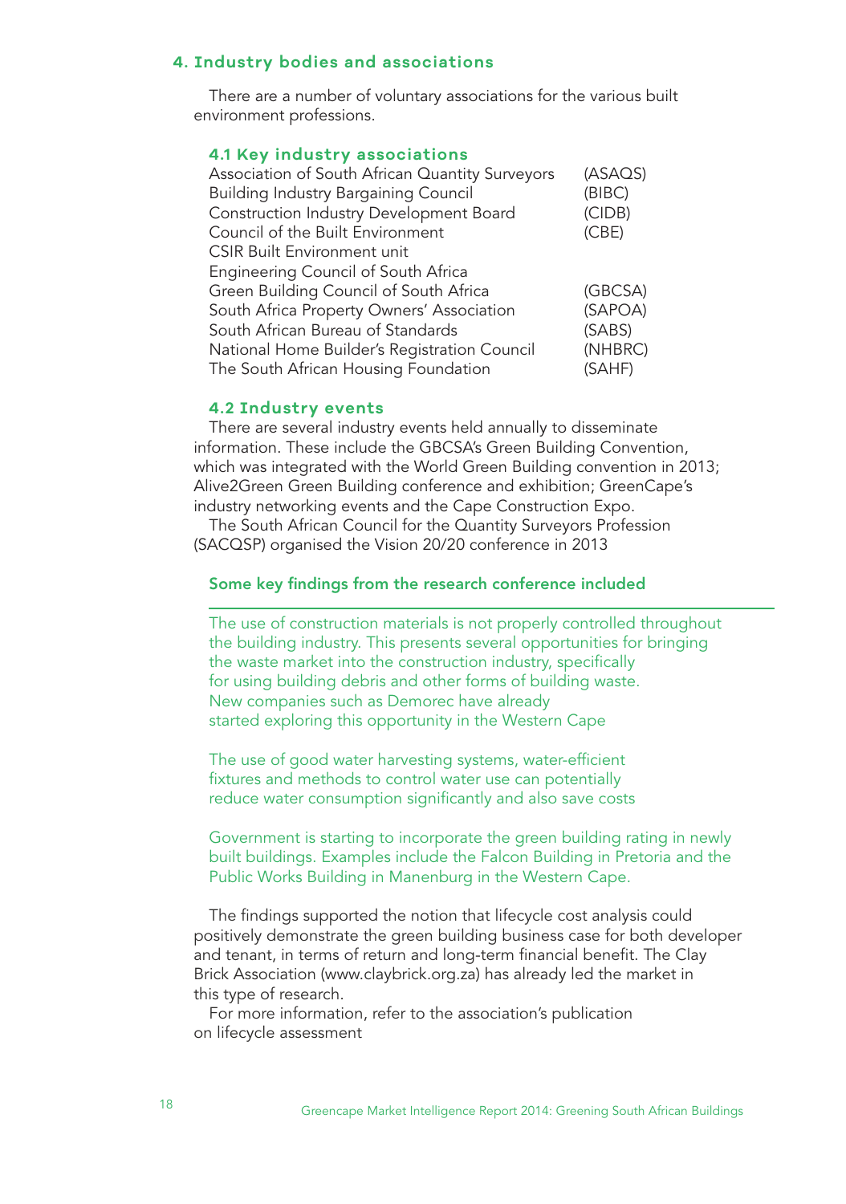## 4. Industry bodies and associations

There are a number of voluntary associations for the various built environment professions.

### 4.1 Key industry associations

| Association | Abbreviation |
|---|---|
| Association of South African Quantity Surveyors | (ASAQS) |
| Building Industry Bargaining Council | (BIBC) |
| Construction Industry Development Board | (CIDB) |
| Council of the Built Environment | (CBE) |
| CSIR Built Environment unit | |
| Engineering Council of South Africa | |
| Green Building Council of South Africa | (GBCSA) |
| South Africa Property Owners' Association | (SAPOA) |
| South African Bureau of Standards | (SABS) |
| National Home Builder's Registration Council | (NHBRC) |
| The South African Housing Foundation | (SAHF) |

### 4.2 Industry events

There are several industry events held annually to disseminate information. These include the GBCSA's Green Building Convention, which was integrated with the World Green Building convention in 2013; Alive2Green Green Building conference and exhibition; GreenCape's industry networking events and the Cape Construction Expo.

The South African Council for the Quantity Surveyors Profession (SACQSP) organised the Vision 20/20 conference in 2013

**Some key findings from the research conference included**

The use of construction materials is not properly controlled throughout the building industry. This presents several opportunities for bringing the waste market into the construction industry, specifically for using building debris and other forms of building waste. New companies such as Demorec have already started exploring this opportunity in the Western Cape

The use of good water harvesting systems, water-efficient fixtures and methods to control water use can potentially reduce water consumption significantly and also save costs

Government is starting to incorporate the green building rating in newly built buildings. Examples include the Falcon Building in Pretoria and the Public Works Building in Manenburg in the Western Cape.

The findings supported the notion that lifecycle cost analysis could positively demonstrate the green building business case for both developer and tenant, in terms of return and long-term financial benefit. The Clay Brick Association (www.claybrick.org.za) has already led the market in this type of research.

For more information, refer to the association's publication on lifecycle assessment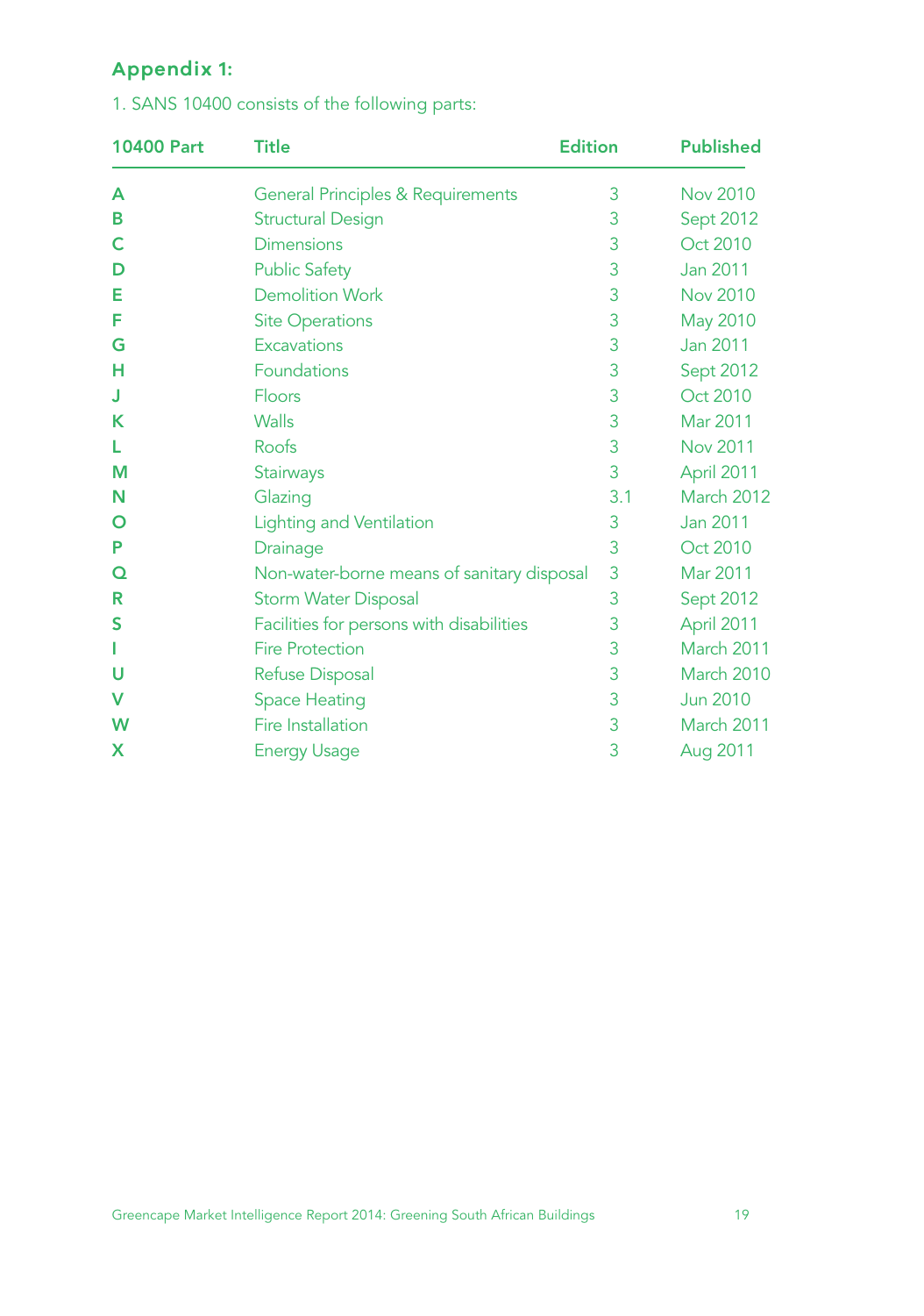## Appendix 1:

1. SANS 10400 consists of the following parts:

| 10400 Part | Title | Edition | Published |
|---|---|---|---|
| A | General Principles & Requirements | 3 | Nov 2010 |
| B | Structural Design | 3 | Sept 2012 |
| C | Dimensions | 3 | Oct 2010 |
| D | Public Safety | 3 | Jan 2011 |
| E | Demolition Work | 3 | Nov 2010 |
| F | Site Operations | 3 | May 2010 |
| G | Excavations | 3 | Jan 2011 |
| H | Foundations | 3 | Sept 2012 |
| J | Floors | 3 | Oct 2010 |
| K | Walls | 3 | Mar 2011 |
| L | Roofs | 3 | Nov 2011 |
| M | Stairways | 3 | April 2011 |
| N | Glazing | 3.1 | March 2012 |
| O | Lighting and Ventilation | 3 | Jan 2011 |
| P | Drainage | 3 | Oct 2010 |
| Q | Non-water-borne means of sanitary disposal | 3 | Mar 2011 |
| R | Storm Water Disposal | 3 | Sept 2012 |
| S | Facilities for persons with disabilities | 3 | April 2011 |
| I | Fire Protection | 3 | March 2011 |
| U | Refuse Disposal | 3 | March 2010 |
| V | Space Heating | 3 | Jun 2010 |
| W | Fire Installation | 3 | March 2011 |
| X | Energy Usage | 3 | Aug 2011 |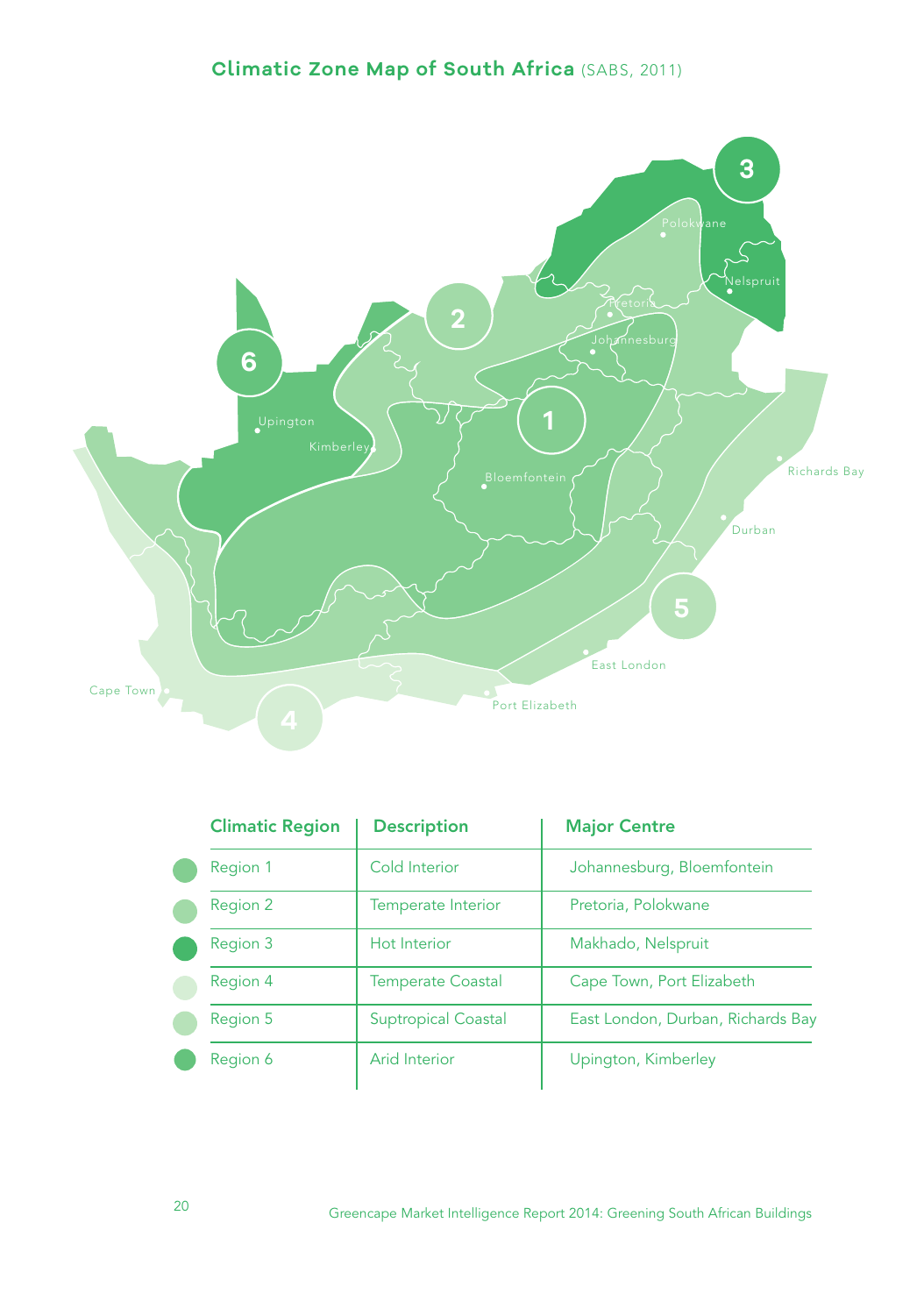## Climatic Zone Map of South Africa (SABS, 2011)

| Climatic Region | Description | Major Centre |
|---|---|---|
| Region 1 | Cold Interior | Johannesburg, Bloemfontein |
| Region 2 | Temperate Interior | Pretoria, Polokwane |
| Region 3 | Hot Interior | Makhado, Nelspruit |
| Region 4 | Temperate Coastal | Cape Town, Port Elizabeth |
| Region 5 | Suptropical Coastal | East London, Durban, Richards Bay |
| Region 6 | Arid Interior | Upington, Kimberley |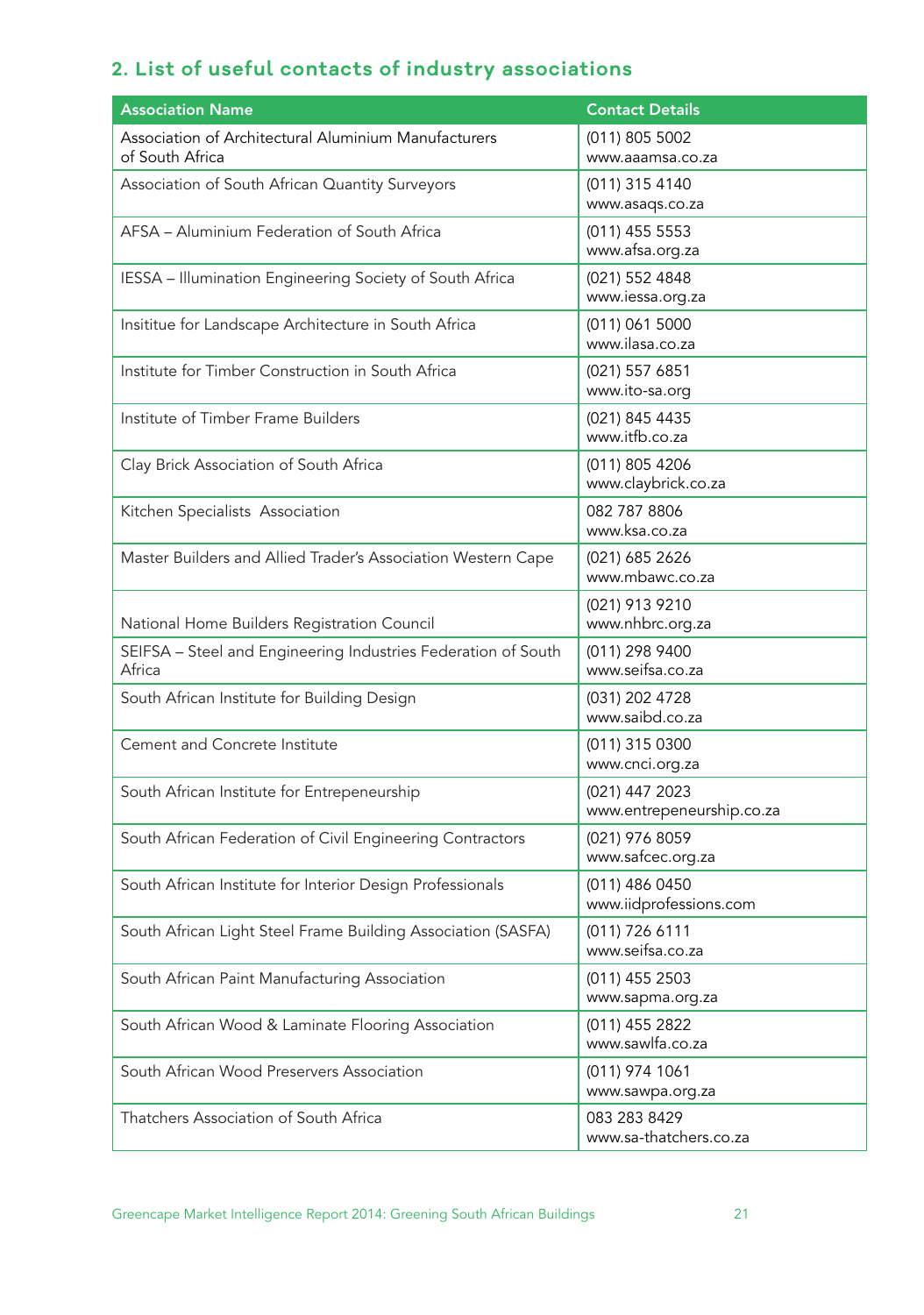## 2. List of useful contacts of industry associations

| Association Name | Contact Details |
|---|---|
| Association of Architectural Aluminium Manufacturers of South Africa | (011) 805 5002<br>www.aaamsa.co.za |
| Association of South African Quantity Surveyors | (011) 315 4140<br>www.asaqs.co.za |
| AFSA – Aluminium Federation of South Africa | (011) 455 5553<br>www.afsa.org.za |
| IESSA – Illumination Engineering Society of South Africa | (021) 552 4848<br>www.iessa.org.za |
| Insititue for Landscape Architecture in South Africa | (011) 061 5000<br>www.ilasa.co.za |
| Institute for Timber Construction in South Africa | (021) 557 6851<br>www.ito-sa.org |
| Institute of Timber Frame Builders | (021) 845 4435<br>www.itfb.co.za |
| Clay Brick Association of South Africa | (011) 805 4206<br>www.claybrick.co.za |
| Kitchen Specialists Association | 082 787 8806<br>www.ksa.co.za |
| Master Builders and Allied Trader's Association Western Cape | (021) 685 2626<br>www.mbawc.co.za |
| National Home Builders Registration Council | (021) 913 9210<br>www.nhbrc.org.za |
| SEIFSA – Steel and Engineering Industries Federation of South Africa | (011) 298 9400<br>www.seifsa.co.za |
| South African Institute for Building Design | (031) 202 4728<br>www.saibd.co.za |
| Cement and Concrete Institute | (011) 315 0300<br>www.cnci.org.za |
| South African Institute for Entrepeneurship | (021) 447 2023<br>www.entrepeneurship.co.za |
| South African Federation of Civil Engineering Contractors | (021) 976 8059<br>www.safcec.org.za |
| South African Institute for Interior Design Professionals | (011) 486 0450<br>www.iidprofessions.com |
| South African Light Steel Frame Building Association (SASFA) | (011) 726 6111<br>www.seifsa.co.za |
| South African Paint Manufacturing Association | (011) 455 2503<br>www.sapma.org.za |
| South African Wood & Laminate Flooring Association | (011) 455 2822<br>www.sawlfa.co.za |
| South African Wood Preservers Association | (011) 974 1061<br>www.sawpa.org.za |
| Thatchers Association of South Africa | 083 283 8429<br>www.sa-thatchers.co.za |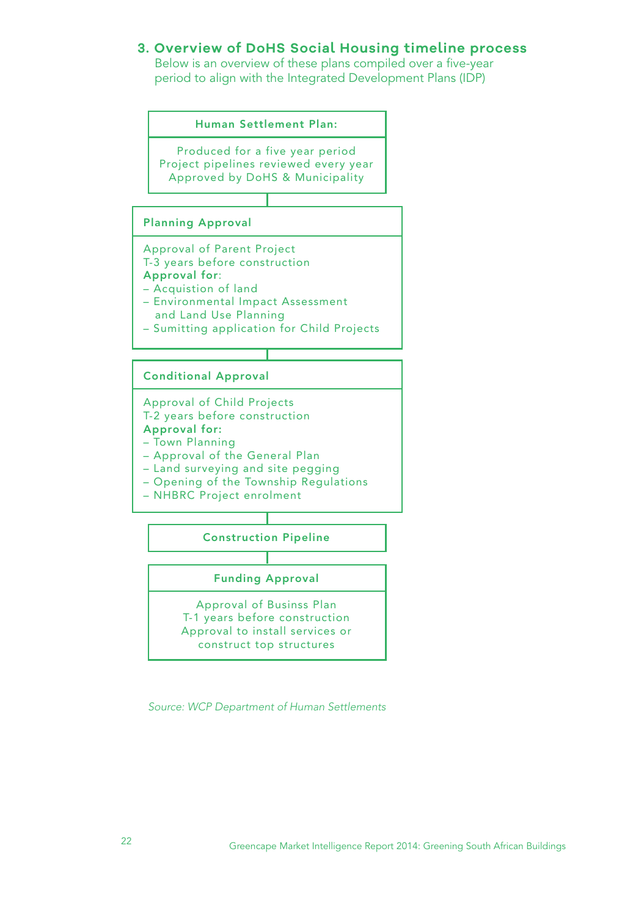## 3. Overview of DoHS Social Housing timeline process

Below is an overview of these plans compiled over a five-year period to align with the Integrated Development Plans (IDP)

**Human Settlement Plan:**

Produced for a five year period
Project pipelines reviewed every year
Approved by DoHS & Municipality

**Planning Approval**

Approval of Parent Project
T-3 years before construction
**Approval for**:
- Acquistion of land
- Environmental Impact Assessment and Land Use Planning
- Sumitting application for Child Projects

**Conditional Approval**

Approval of Child Projects
T-2 years before construction
**Approval for:**
- Town Planning
- Approval of the General Plan
- Land surveying and site pegging
- Opening of the Township Regulations
- NHBRC Project enrolment

**Construction Pipeline**

**Funding Approval**

Approval of Businss Plan
T-1 years before construction
Approval to install services or construct top structures

*Source: WCP Department of Human Settlements*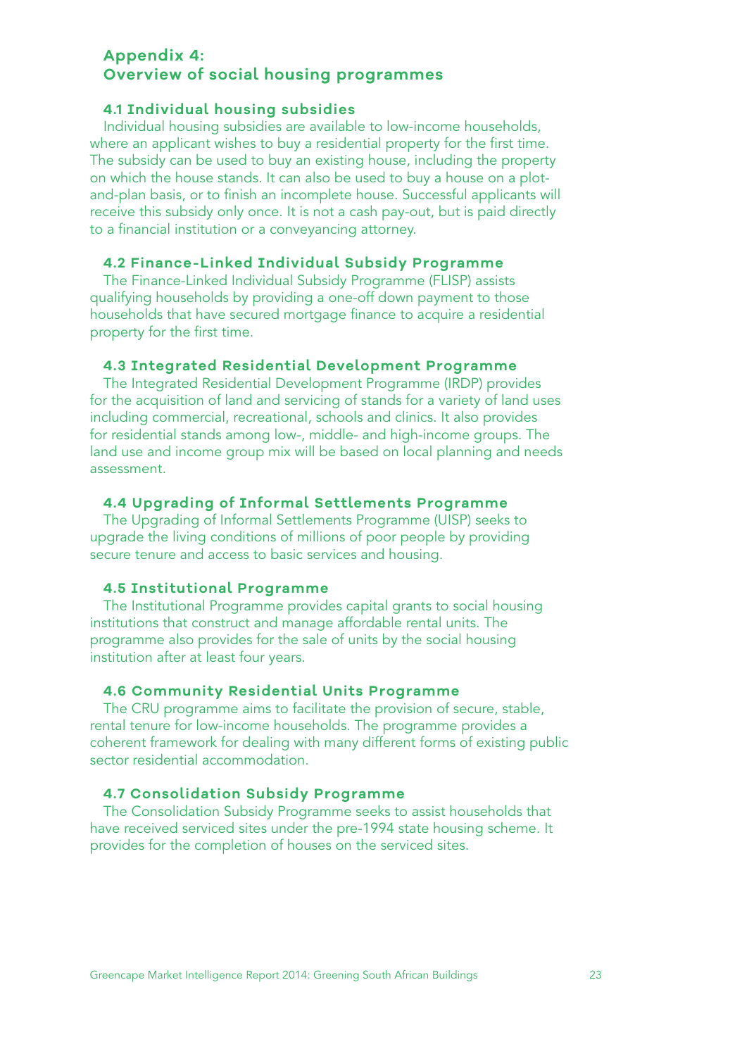# Appendix 4: Overview of social housing programmes

## 4.1 Individual housing subsidies

Individual housing subsidies are available to low-income households, where an applicant wishes to buy a residential property for the first time. The subsidy can be used to buy an existing house, including the property on which the house stands. It can also be used to buy a house on a plot-and-plan basis, or to finish an incomplete house. Successful applicants will receive this subsidy only once. It is not a cash pay-out, but is paid directly to a financial institution or a conveyancing attorney.

## 4.2 Finance-Linked Individual Subsidy Programme

The Finance-Linked Individual Subsidy Programme (FLISP) assists qualifying households by providing a one-off down payment to those households that have secured mortgage finance to acquire a residential property for the first time.

## 4.3 Integrated Residential Development Programme

The Integrated Residential Development Programme (IRDP) provides for the acquisition of land and servicing of stands for a variety of land uses including commercial, recreational, schools and clinics. It also provides for residential stands among low-, middle- and high-income groups. The land use and income group mix will be based on local planning and needs assessment.

## 4.4 Upgrading of Informal Settlements Programme

The Upgrading of Informal Settlements Programme (UISP) seeks to upgrade the living conditions of millions of poor people by providing secure tenure and access to basic services and housing.

## 4.5 Institutional Programme

The Institutional Programme provides capital grants to social housing institutions that construct and manage affordable rental units. The programme also provides for the sale of units by the social housing institution after at least four years.

## 4.6 Community Residential Units Programme

The CRU programme aims to facilitate the provision of secure, stable, rental tenure for low-income households. The programme provides a coherent framework for dealing with many different forms of existing public sector residential accommodation.

## 4.7 Consolidation Subsidy Programme

The Consolidation Subsidy Programme seeks to assist households that have received serviced sites under the pre-1994 state housing scheme. It provides for the completion of houses on the serviced sites.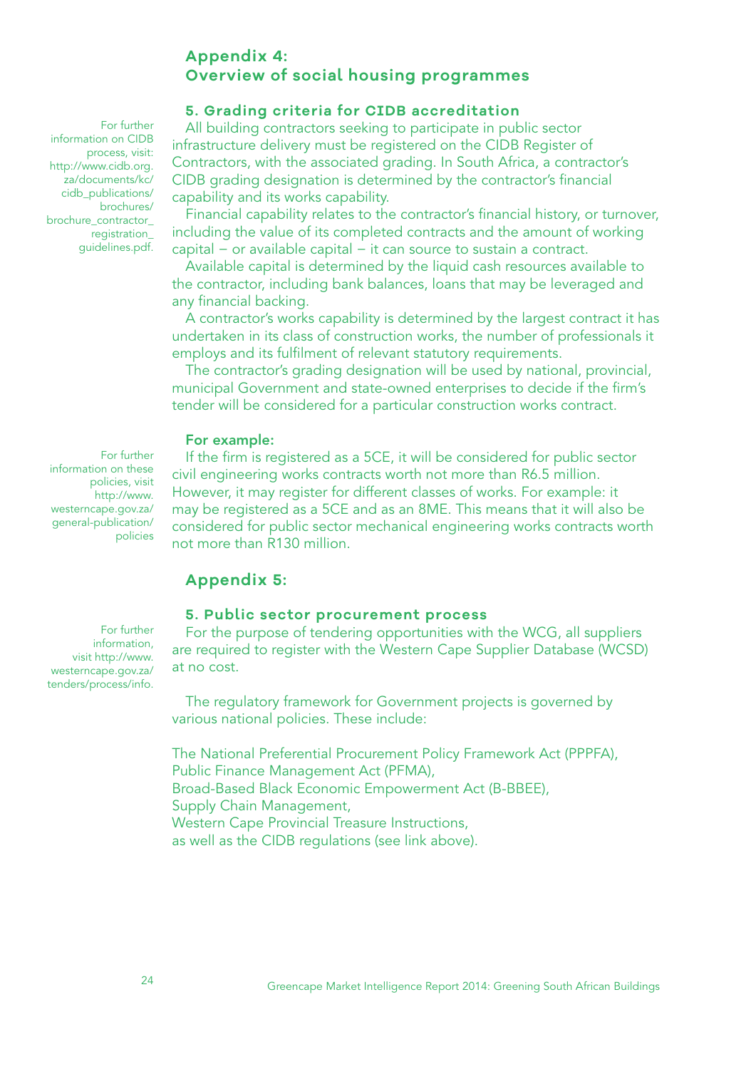## Appendix 4:
## Overview of social housing programmes

### 5. Grading criteria for CIDB accreditation

For further information on CIDB process, visit: http://www.cidb.org.za/documents/kc/cidb_publications/brochures/brochure_contractor_registration_guidelines.pdf.

All building contractors seeking to participate in public sector infrastructure delivery must be registered on the CIDB Register of Contractors, with the associated grading. In South Africa, a contractor's CIDB grading designation is determined by the contractor's financial capability and its works capability.

Financial capability relates to the contractor's financial history, or turnover, including the value of its completed contracts and the amount of working capital – or available capital – it can source to sustain a contract.

Available capital is determined by the liquid cash resources available to the contractor, including bank balances, loans that may be leveraged and any financial backing.

A contractor's works capability is determined by the largest contract it has undertaken in its class of construction works, the number of professionals it employs and its fulfilment of relevant statutory requirements.

The contractor's grading designation will be used by national, provincial, municipal Government and state-owned enterprises to decide if the firm's tender will be considered for a particular construction works contract.

**For example:**

For further information on these policies, visit http://www.westerncape.gov.za/general-publication/policies

If the firm is registered as a 5CE, it will be considered for public sector civil engineering works contracts worth not more than R6.5 million. However, it may register for different classes of works. For example: it may be registered as a 5CE and as an 8ME. This means that it will also be considered for public sector mechanical engineering works contracts worth not more than R130 million.

## Appendix 5:

### 5. Public sector procurement process

For further information, visit http://www.westerncape.gov.za/tenders/process/info.

For the purpose of tendering opportunities with the WCG, all suppliers are required to register with the Western Cape Supplier Database (WCSD) at no cost.

The regulatory framework for Government projects is governed by various national policies. These include:

The National Preferential Procurement Policy Framework Act (PPPFA),
Public Finance Management Act (PFMA),
Broad-Based Black Economic Empowerment Act (B-BBEE),
Supply Chain Management,
Western Cape Provincial Treasure Instructions,
as well as the CIDB regulations (see link above).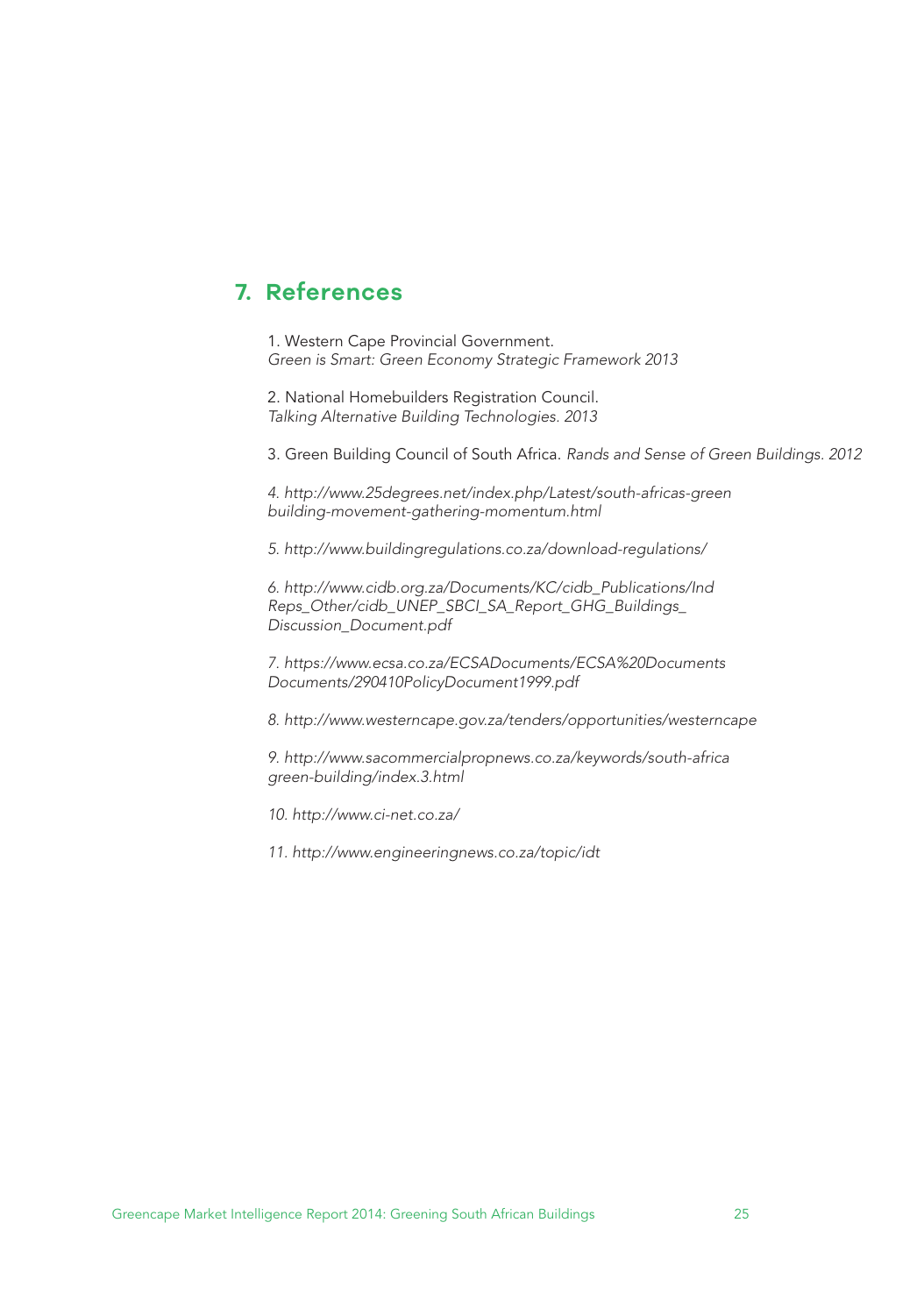## 7. References

1. Western Cape Provincial Government.
*Green is Smart: Green Economy Strategic Framework 2013*

2. National Homebuilders Registration Council.
*Talking Alternative Building Technologies. 2013*

3. Green Building Council of South Africa. *Rands and Sense of Green Buildings. 2012*

*4. http://www.25degrees.net/index.php/Latest/south-africas-green building-movement-gathering-momentum.html*

*5. http://www.buildingregulations.co.za/download-regulations/*

*6. http://www.cidb.org.za/Documents/KC/cidb_Publications/Ind Reps_Other/cidb_UNEP_SBCI_SA_Report_GHG_Buildings_ Discussion_Document.pdf*

*7. https://www.ecsa.co.za/ECSADocuments/ECSA%20Documents Documents/290410PolicyDocument1999.pdf*

*8. http://www.westerncape.gov.za/tenders/opportunities/westerncape*

*9. http://www.sacommercialpropnews.co.za/keywords/south-africa green-building/index.3.html*

*10. http://www.ci-net.co.za/*

*11. http://www.engineeringnews.co.za/topic/idt*